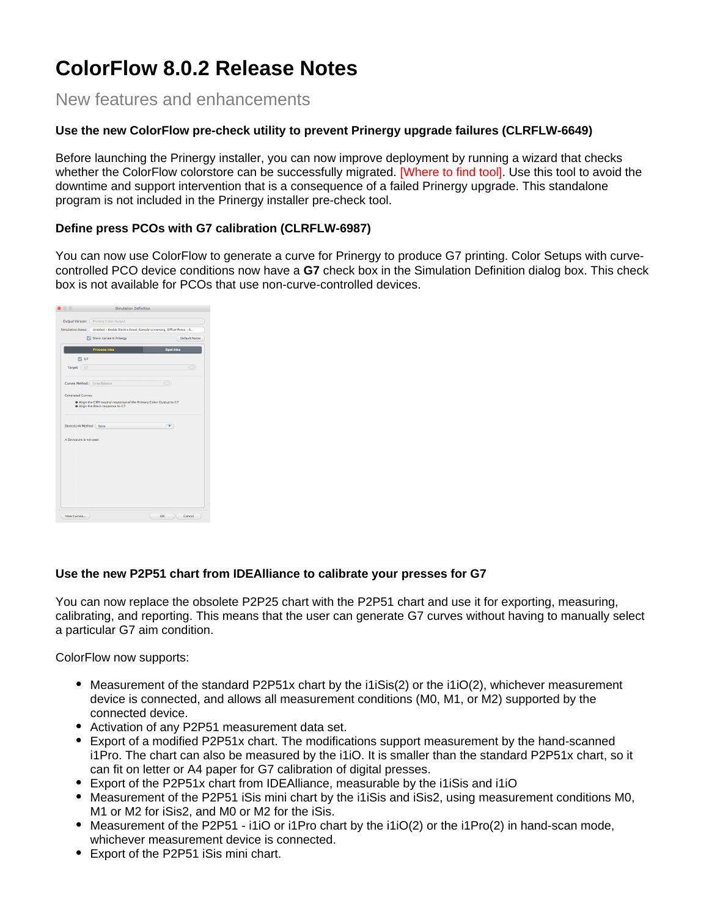# ColorFlow 8.0.2 Release Notes

## New features and enhancements

### Use the new ColorFlow pre-check utility to prevent Prinergy upgrade failures (CLRFLW-6649)

Before launching the Prinergy installer, you can now improve deployment by running a wizard that checks whether the ColorFlow colorstore can be successfully migrated. [Where to find tool]. Use this tool to avoid the downtime and support intervention that is a consequence of a failed Prinergy upgrade. This standalone program is not included in the Prinergy installer pre-check tool.

### Define press PCOs with G7 calibration (CLRFLW-6987)

You can now use ColorFlow to generate a curve for Prinergy to produce G7 printing. Color Setups with curve-controlled PCO device conditions now have a **G7** check box in the Simulation Definition dialog box. This check box is not available for PCOs that use non-curve-controlled devices.

### Use the new P2P51 chart from IDEAlliance to calibrate your presses for G7

You can now replace the obsolete P2P25 chart with the P2P51 chart and use it for exporting, measuring, calibrating, and reporting. This means that the user can generate G7 curves without having to manually select a particular G7 aim condition.

ColorFlow now supports:

- Measurement of the standard P2P51x chart by the i1iSis(2) or the i1iO(2), whichever measurement device is connected, and allows all measurement conditions (M0, M1, or M2) supported by the connected device.
- Activation of any P2P51 measurement data set.
- Export of a modified P2P51x chart. The modifications support measurement by the hand-scanned i1Pro. The chart can also be measured by the i1iO. It is smaller than the standard P2P51x chart, so it can fit on letter or A4 paper for G7 calibration of digital presses.
- Export of the P2P51x chart from IDEAlliance, measurable by the i1iSis and i1iO
- Measurement of the P2P51 iSis mini chart by the i1iSis and iSis2, using measurement conditions M0, M1 or M2 for iSis2, and M0 or M2 for the iSis.
- Measurement of the P2P51 - i1iO or i1Pro chart by the i1iO(2) or the i1Pro(2) in hand-scan mode, whichever measurement device is connected.
- Export of the P2P51 iSis mini chart.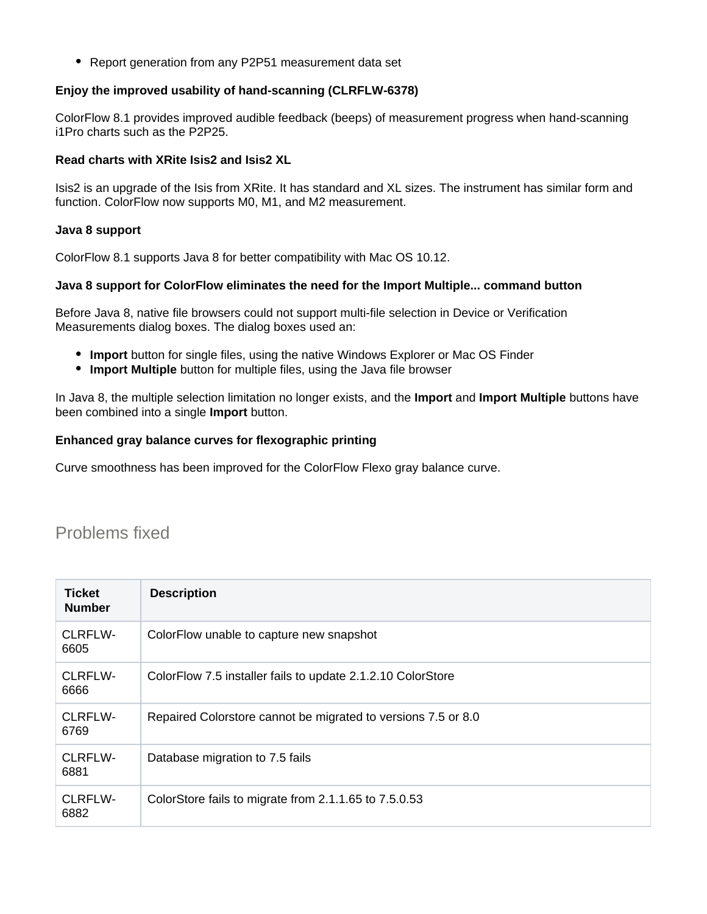- Report generation from any P2P51 measurement data set

**Enjoy the improved usability of hand-scanning (CLRFLW-6378)**

ColorFlow 8.1 provides improved audible feedback (beeps) of measurement progress when hand-scanning i1Pro charts such as the P2P25.

**Read charts with XRite Isis2 and Isis2 XL**

Isis2 is an upgrade of the Isis from XRite. It has standard and XL sizes. The instrument has similar form and function. ColorFlow now supports M0, M1, and M2 measurement.

**Java 8 support**

ColorFlow 8.1 supports Java 8 for better compatibility with Mac OS 10.12.

**Java 8 support for ColorFlow eliminates the need for the Import Multiple... command button**

Before Java 8, native file browsers could not support multi-file selection in Device or Verification Measurements dialog boxes. The dialog boxes used an:

- **Import** button for single files, using the native Windows Explorer or Mac OS Finder
- **Import Multiple** button for multiple files, using the Java file browser

In Java 8, the multiple selection limitation no longer exists, and the **Import** and **Import Multiple** buttons have been combined into a single **Import** button.

**Enhanced gray balance curves for flexographic printing**

Curve smoothness has been improved for the ColorFlow Flexo gray balance curve.

## Problems fixed

| Ticket Number | Description |
| --- | --- |
| CLRFLW-6605 | ColorFlow unable to capture new snapshot |
| CLRFLW-6666 | ColorFlow 7.5 installer fails to update 2.1.2.10 ColorStore |
| CLRFLW-6769 | Repaired Colorstore cannot be migrated to versions 7.5 or 8.0 |
| CLRFLW-6881 | Database migration to 7.5 fails |
| CLRFLW-6882 | ColorStore fails to migrate from 2.1.1.65 to 7.5.0.53 |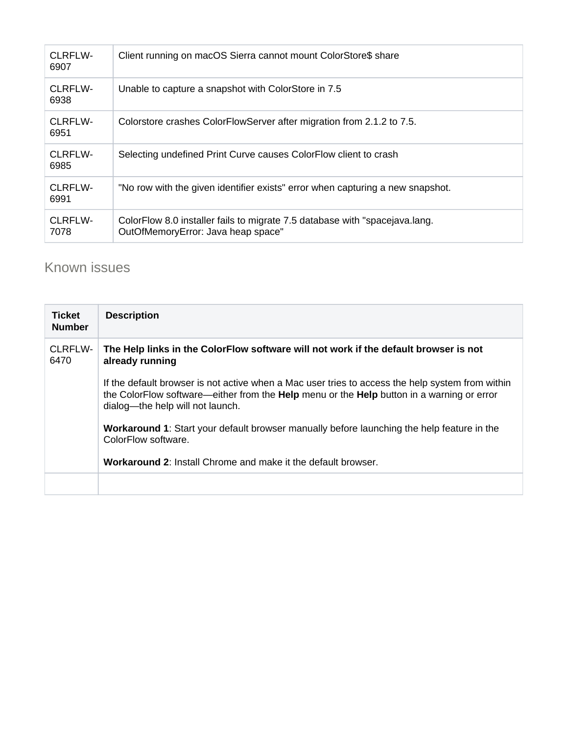| | |
|---|---|
| CLRFLW-6907 | Client running on macOS Sierra cannot mount ColorStore$ share |
| CLRFLW-6938 | Unable to capture a snapshot with ColorStore in 7.5 |
| CLRFLW-6951 | Colorstore crashes ColorFlowServer after migration from 2.1.2 to 7.5. |
| CLRFLW-6985 | Selecting undefined Print Curve causes ColorFlow client to crash |
| CLRFLW-6991 | "No row with the given identifier exists" error when capturing a new snapshot. |
| CLRFLW-7078 | ColorFlow 8.0 installer fails to migrate 7.5 database with "spacejava.lang. OutOfMemoryError: Java heap space" |

## Known issues

| Ticket Number | Description |
|---|---|
| CLRFLW-6470 | **The Help links in the ColorFlow software will not work if the default browser is not already running**<br><br>If the default browser is not active when a Mac user tries to access the help system from within the ColorFlow software—either from the **Help** menu or the **Help** button in a warning or error dialog—the help will not launch.<br><br>**Workaround 1**: Start your default browser manually before launching the help feature in the ColorFlow software.<br><br>**Workaround 2**: Install Chrome and make it the default browser. |
| | |